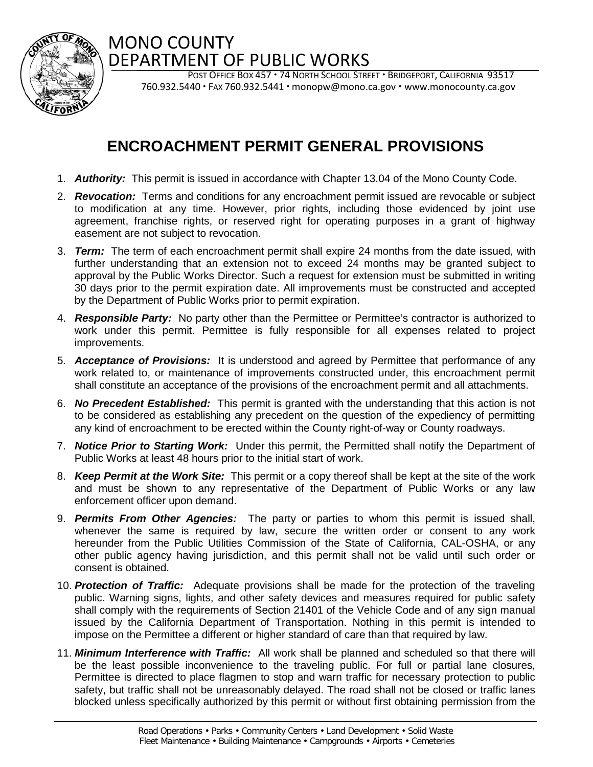# MONO COUNTY DEPARTMENT OF PUBLIC WORKS

POST OFFICE BOX 457 • 74 NORTH SCHOOL STREET • BRIDGEPORT, CALIFORNIA 93517
760.932.5440 • FAX 760.932.5441 • monopw@mono.ca.gov • www.monocounty.ca.gov

## ENCROACHMENT PERMIT GENERAL PROVISIONS

1. ***Authority:*** This permit is issued in accordance with Chapter 13.04 of the Mono County Code.
2. ***Revocation:*** Terms and conditions for any encroachment permit issued are revocable or subject to modification at any time. However, prior rights, including those evidenced by joint use agreement, franchise rights, or reserved right for operating purposes in a grant of highway easement are not subject to revocation.
3. ***Term:*** The term of each encroachment permit shall expire 24 months from the date issued, with further understanding that an extension not to exceed 24 months may be granted subject to approval by the Public Works Director. Such a request for extension must be submitted in writing 30 days prior to the permit expiration date. All improvements must be constructed and accepted by the Department of Public Works prior to permit expiration.
4. ***Responsible Party:*** No party other than the Permittee or Permittee's contractor is authorized to work under this permit. Permittee is fully responsible for all expenses related to project improvements.
5. ***Acceptance of Provisions:*** It is understood and agreed by Permittee that performance of any work related to, or maintenance of improvements constructed under, this encroachment permit shall constitute an acceptance of the provisions of the encroachment permit and all attachments.
6. ***No Precedent Established:*** This permit is granted with the understanding that this action is not to be considered as establishing any precedent on the question of the expediency of permitting any kind of encroachment to be erected within the County right-of-way or County roadways.
7. ***Notice Prior to Starting Work:*** Under this permit, the Permitted shall notify the Department of Public Works at least 48 hours prior to the initial start of work.
8. ***Keep Permit at the Work Site:*** This permit or a copy thereof shall be kept at the site of the work and must be shown to any representative of the Department of Public Works or any law enforcement officer upon demand.
9. ***Permits From Other Agencies:*** The party or parties to whom this permit is issued shall, whenever the same is required by law, secure the written order or consent to any work hereunder from the Public Utilities Commission of the State of California, CAL-OSHA, or any other public agency having jurisdiction, and this permit shall not be valid until such order or consent is obtained.
10. ***Protection of Traffic:*** Adequate provisions shall be made for the protection of the traveling public. Warning signs, lights, and other safety devices and measures required for public safety shall comply with the requirements of Section 21401 of the Vehicle Code and of any sign manual issued by the California Department of Transportation. Nothing in this permit is intended to impose on the Permittee a different or higher standard of care than that required by law.
11. ***Minimum Interference with Traffic:*** All work shall be planned and scheduled so that there will be the least possible inconvenience to the traveling public. For full or partial lane closures, Permittee is directed to place flagmen to stop and warn traffic for necessary protection to public safety, but traffic shall not be unreasonably delayed. The road shall not be closed or traffic lanes blocked unless specifically authorized by this permit or without first obtaining permission from the

Road Operations • Parks • Community Centers • Land Development • Solid Waste
Fleet Maintenance • Building Maintenance • Campgrounds • Airports • Cemeteries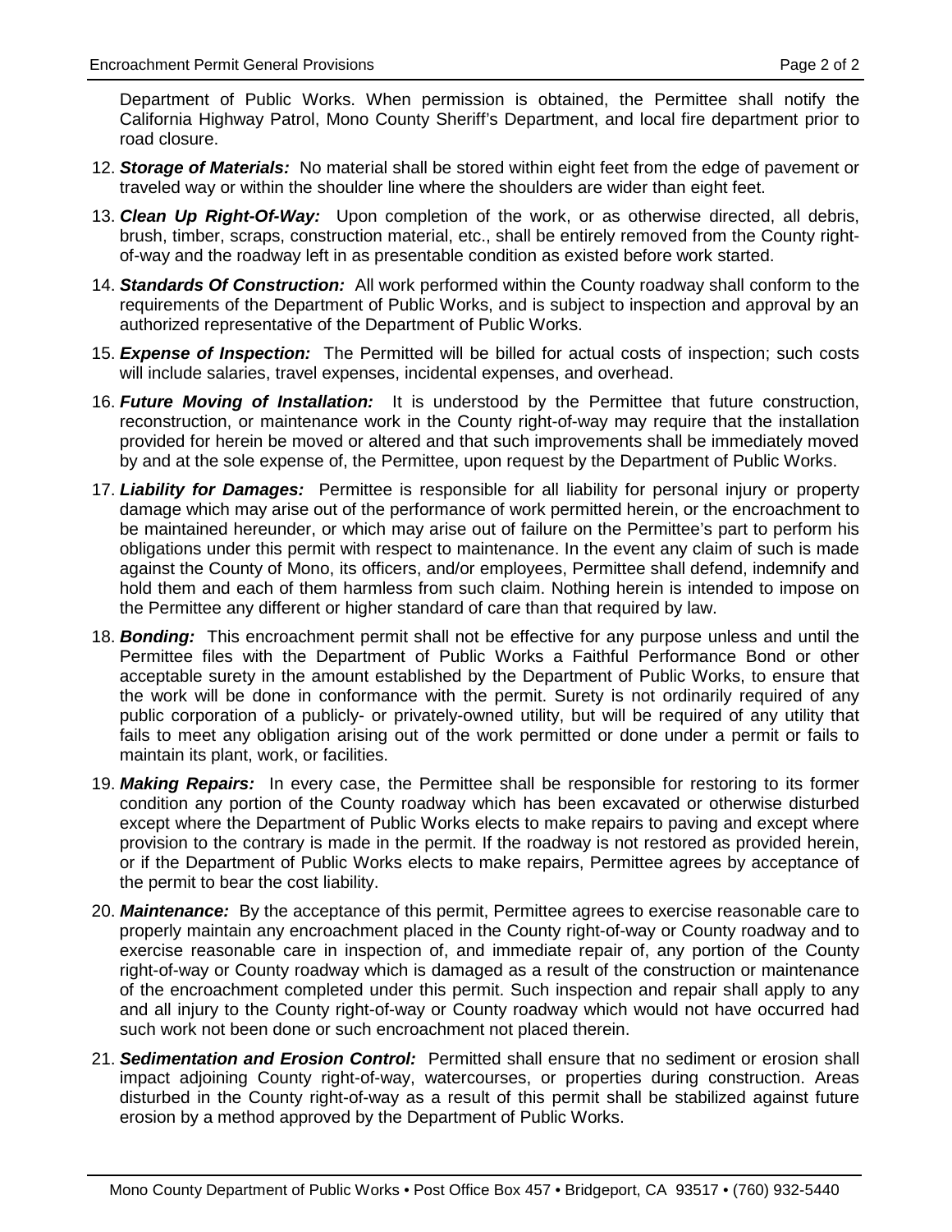Department of Public Works. When permission is obtained, the Permittee shall notify the California Highway Patrol, Mono County Sheriff's Department, and local fire department prior to road closure.

12. ***Storage of Materials:*** No material shall be stored within eight feet from the edge of pavement or traveled way or within the shoulder line where the shoulders are wider than eight feet.

13. ***Clean Up Right-Of-Way:*** Upon completion of the work, or as otherwise directed, all debris, brush, timber, scraps, construction material, etc., shall be entirely removed from the County right-of-way and the roadway left in as presentable condition as existed before work started.

14. ***Standards Of Construction:*** All work performed within the County roadway shall conform to the requirements of the Department of Public Works, and is subject to inspection and approval by an authorized representative of the Department of Public Works.

15. ***Expense of Inspection:*** The Permitted will be billed for actual costs of inspection; such costs will include salaries, travel expenses, incidental expenses, and overhead.

16. ***Future Moving of Installation:*** It is understood by the Permittee that future construction, reconstruction, or maintenance work in the County right-of-way may require that the installation provided for herein be moved or altered and that such improvements shall be immediately moved by and at the sole expense of, the Permittee, upon request by the Department of Public Works.

17. ***Liability for Damages:*** Permittee is responsible for all liability for personal injury or property damage which may arise out of the performance of work permitted herein, or the encroachment to be maintained hereunder, or which may arise out of failure on the Permittee's part to perform his obligations under this permit with respect to maintenance. In the event any claim of such is made against the County of Mono, its officers, and/or employees, Permittee shall defend, indemnify and hold them and each of them harmless from such claim. Nothing herein is intended to impose on the Permittee any different or higher standard of care than that required by law.

18. ***Bonding:*** This encroachment permit shall not be effective for any purpose unless and until the Permittee files with the Department of Public Works a Faithful Performance Bond or other acceptable surety in the amount established by the Department of Public Works, to ensure that the work will be done in conformance with the permit. Surety is not ordinarily required of any public corporation of a publicly- or privately-owned utility, but will be required of any utility that fails to meet any obligation arising out of the work permitted or done under a permit or fails to maintain its plant, work, or facilities.

19. ***Making Repairs:*** In every case, the Permittee shall be responsible for restoring to its former condition any portion of the County roadway which has been excavated or otherwise disturbed except where the Department of Public Works elects to make repairs to paving and except where provision to the contrary is made in the permit. If the roadway is not restored as provided herein, or if the Department of Public Works elects to make repairs, Permittee agrees by acceptance of the permit to bear the cost liability.

20. ***Maintenance:*** By the acceptance of this permit, Permittee agrees to exercise reasonable care to properly maintain any encroachment placed in the County right-of-way or County roadway and to exercise reasonable care in inspection of, and immediate repair of, any portion of the County right-of-way or County roadway which is damaged as a result of the construction or maintenance of the encroachment completed under this permit. Such inspection and repair shall apply to any and all injury to the County right-of-way or County roadway which would not have occurred had such work not been done or such encroachment not placed therein.

21. ***Sedimentation and Erosion Control:*** Permitted shall ensure that no sediment or erosion shall impact adjoining County right-of-way, watercourses, or properties during construction. Areas disturbed in the County right-of-way as a result of this permit shall be stabilized against future erosion by a method approved by the Department of Public Works.

Mono County Department of Public Works • Post Office Box 457 • Bridgeport, CA 93517 • (760) 932-5440